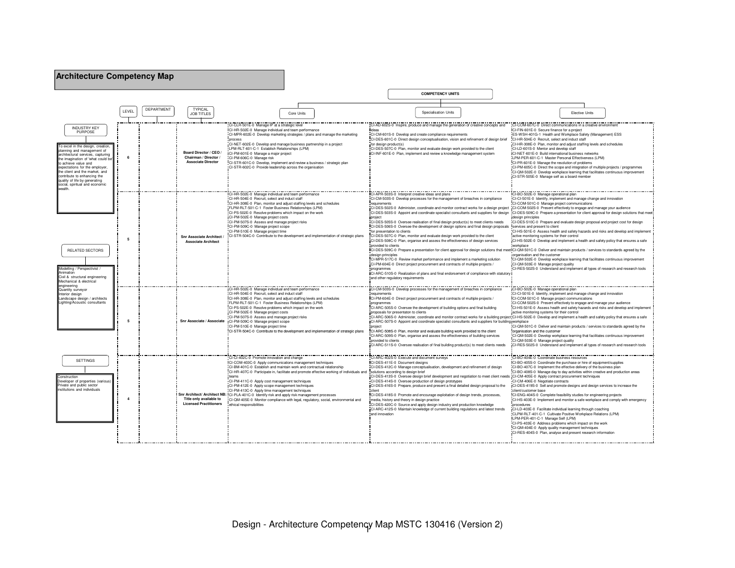# Architecture Competency Map

**INDUSTRY KEY PURPOSE**

To excel in the design, creation, planning and management of architectural services, capturing the imagination of 'what could be' to achieve value and expectations for the employer, the client and the market, and contribute to enhancing the quality of life by generating social, spiritual and economic wealth.

**RELATED SECTORS**

Modelling / Perspectivist / Animation
Civil & structural engineering
Mechanical & electrical engineering
Quantity surveyor
Interior design
Landscape design / architects
Lighting/Acoustic consultants

**SETTINGS**

Construction
Developer of properties (various)
Private and public sector institutions and individuals

**COMPETENCY UNITS**

| LEVEL | DEPARTMENT | TYPICAL JOB TITLES | Core Units | Specialisation Units | Elective Units |
|---|---|---|---|---|---|
| 6 | | **Board Director / CEO / Chairman / Director / Associate Director** | CI-CLR-501E-0 Manage IP at a strategic level<br>CI-HR-502E-0 Manage individual and team performance<br>CI-MPR-602E-0 Develop marketing strategies / plans and manage the marketing process<br>CI-NET-602E-0 Develop and manage business partnership in a project<br>LPM-RLT-601-C-1 Establish Relationships (LPM)<br>CI-PM-601E-0 Manage a major project<br>CI-PM-606C-0 Manage risk<br>CI-STR-601C-0 Develop, implement and review a business / strategic plan<br>CI-STR-602C-0 Provide leadership across the organisation | CI-AD-602S-0 Inspire, produce and manage the generation of creative concepts and ideas<br>CI-CM-601S-0 Develop and create compliance requirements<br>CI-DES-601C-0 Direct design conceptualisation, vision and refinement of design brief for design product(s)<br>CI-DES-507C-0 Plan, monitor and evaluate design work provided to the client<br>CI-INF-601E-0 Plan, implement and review a knowledge management system | CI-COM-607C-0 Direct communications in a creative environment<br>CI-FIN-601E-0 Secure finance for a project<br>ES-WSH-401G-1 Health and Workplace Safety (Management) ESS<br>CI-HR-504E-0 Recruit, select and induct staff<br>CI-HR-308E-0 Plan, monitor and adjust staffing levels and schedules<br>CI-LD-601S-0 Mentor and develop staff<br>CI-NET-601E-0 Build international business networks<br>LPM-PER-601-C-1 Master Personal Effectiveness (LPM)<br>CI-PR-601E-0 Manage the resolution of problems<br>CI-PM-605C-0 Direct the scope and integration of multiple projects / programmes<br>CI-QM-502E-0 Develop workplace learning that facilitates continuous improvement<br>CI-STR-505E-0 Manage self as a board member |
| 5 | | **Snr Associate Architect / Associate Architect** | CI-HR-502E-0 Manage individual and team performance<br>CI-HR-504E-0 Recruit, select and induct staff<br>CI-HR-308E-0 Plan, monitor and adjust staffing levels and schedules<br>FLPM-RLT-501-C-1 Foster Business Relationships (LPM)<br>CI-PS-502E-0 Resolve problems which impact on the work<br>CI-PM-502E-0 Manage project costs<br>CI-PM-507S-0 Assess and manage project risks<br>CI-PM-509C-0 Manage project scope<br>CI-PM-510E-0 Manage project time<br>CI-STR-504C-0 Contribute to the development and implementation of strategic plans | CI-APR-503S-0 Interpret creative ideas and plans<br>CI-CM-503S-0 Develop processes for the management of breaches in compliance requirements<br>CI-DES-502S-0 Administer, coordinate and monitor contract works for a design project<br>CI-DES-503S-0 Appoint and coordinate specialist consultants and suppliers for design project<br>CI-DES-505S-0 Oversee realisation of final design product(s) to meet clients needs<br>CI-DES-506S-0 Oversee the development of design options and final design proposals for presentation to clients<br>CI-DES-507C-0 Plan, monitor and evaluate design work provided to the client<br>CI-DES-508C-0 Plan, organise and assess the effectiveness of design services provided to clients<br>CI-DES-509C-0 Prepare a presentation for client approval for design solutions that meet design principles<br>CI-MPR-517C-0 Review market performance and implement a marketing solution<br>CI-PM-604E-0 Direct project procurement and contracts of multiple projects / programmes<br>CI-ARC-510S-0 Realization of plans and final endorsement of compliance with statutory and other regulatory requirements | CI-BO-502E-0 Manage operational plan<br>CI-CI-501E-0 Identify, implement and manage change and innovation<br>CI-COM-501C-0 Manage project communications<br>CI-COM-502S-0 Present effectively to engage and manage your audience<br>CI-DES-509C-0 Prepare a presentation for client approval for design solutions that meet design principles<br>CI-DES-510C-0 Prepare and evaluate design proposal and project cost for design services and present to client<br>CI-HS-501E-0 Assess health and safety hazards and risks and develop and implement active monitoring systems for their control<br>CI-HS-502E-0 Develop and implement a health and safety policy that ensures a safe workplace<br>CI-QM-501C-0 Deliver and maintain products / services to standards agreed by the organisation and the customer<br>CI-QM-502E-0 Develop workplace learning that facilitates continuous improvement<br>CI-QM-503E-0 Manage project quality<br>CI-RES-502S-0 Understand and implement all types of research and research tools |
| 5 | | **Snr Associate / Associate** | CI-HR-502E-0 Manage individual and team performance<br>CI-HR-504E-0 Recruit, select and induct staff<br>CI-HR-308E-0 Plan, monitor and adjust staffing levels and schedules<br>FLPM-RLT-501-C-1 Foster Business Relationships (LPM)<br>CI-PS-502E-0 Resolve problems which impact on the work<br>CI-PM-502E-0 Manage project costs<br>CI-PM-507S-0 Assess and manage project risks<br>CI-PM-509C-0 Manage project scope<br>CI-PM-510E-0 Manage project time<br>CI-STR-504C-0 Contribute to the development and implementation of strategic plans | CI-CM-503S-0 Develop processes for the management of breaches in compliance requirements<br>CI-PM-604E-0 Direct project procurement and contracts of multiple projects / programmes<br>CI-ARC-505S-0 Oversee the development of building options and final building proposals for presentaton to clients<br>CI-ARC-506S-0 Administer, coordinate and monitor contract works for a building project<br>CI-ARC-507S-0 Appoint and coordinate specialist consultants and suppliers for building project<br>CI-ARC-508S-0 Plan, monitor and evaluate building work provided to the client<br>CI-ARC-509S-0 Plan, organise and assess the effectiveness of building services provided to clients<br>CI-ARC-511S-0 Oversee realisation of final building product(s) to meet clients needs | CI-BO-502E-0 Manage operational plan<br>CI-CI-501E-0 Identify, implement and manage change and innovation<br>CI-COM-501C-0 Manage project communications<br>CI-COM-502S-0 Present effectively to engage and manage your audience<br>CI-HS-501E-0 Assess health and safety hazards and risks and develop and implement active monitoring systems for their control<br>CI-HS-502E-0 Develop and implement a health and safety policy that ensures a safe workplace<br>CI-QM-501C-0 Deliver and maintain products / services to standards agreed by the organisation and the customer<br>CI-QM-502E-0 Develop workplace learning that facilitates continuous improvement<br>CI-QM-503E-0 Manage project quality<br>CI-RES-502S-0 Understand and implement all types of research and research tools |
| 4 | | **Snr Architect/ Architect NB: Title only available to Licensed Practitioners** | CI-CI-402C-0 Promote innovation and change<br>CI-COM-403C-0 Apply communications management techniques<br>CI-BM-401C-0 Establish and maintain work and contractual relationship<br>CI-HR-407C-0 Participate in, facilitate and promote effective working of individuals and teams<br>CI-PM-411C-0 Apply cost management techniques<br>CI-PM-412E-0 Apply scope management techniques<br>CI-PM-413C-0 Apply time management techniques<br>CI-PLA-401C-0 Identify risk and apply risk management processes<br>CI-QM-405E-0 Monitor compliance with legal, regulatory, social, environmental and ethical responsibilities | CI-ARC-402S-0 Execute and document surveys<br>CI-DES-411E-0 Document designs<br>CI-DES-412C-0 Manage conceptualisation, development and refinement of design solutions according to design brief<br>CI-DES-413S-0 Oversee design brief development and negotiation to meet client needs<br>CI-DES-414S-0 Oversee production of design prototypes<br>CI-DES-416S-0 Prepare, produce and present a final detailed design proposal to the client<br>CI-DES-418S-0 Promote and encourage exploitation of design trends, processes, media, history and theory in design practice<br>CI-DES-420C-0 Source and apply design industry and production knowledge<br>CI-ARC-412S-0 Maintain knowledge of current building regulations and latest trends and innovation | CI-BO-404E-0 Coordinate business resources<br>CI-BO-405S-0 Coordinate the purchase or hire of equipment/supplies<br>CI-BO-407C-0 Implement the effective delivery of the business plan<br>CI-BO-408S-0 Manage day to day activities within creative and production areas<br>CI-CM-405E-0 Apply contract procurement techniques<br>CI-CM-406E-0 Negotiate contracts<br>CI-DES-419S-0 Sell and promote designs and design services to increase the client/customer base<br>CI-ENG-404S-0 Complete feasibility studies for engineering projects<br>CI-HS-403E-0 Implement and monitor a safe workplace and comply with emergency procedures<br>CI-LD-403E-0 Facilitate individual learning through coaching<br>CLPM-RLT-401-C-1 Cultivate Positive Workplace Relations (LPM)<br>LPM-PER-401-C-1 Manage Self (LPM)<br>CI-PS-403E-0 Address problems which impact on the work<br>CI-QM-404E-0 Apply quality management techniques<br>CI-RES-404S-0 Plan, analyse and present research information |

Design - Architecture Competency Map MSTC 130416 (Version 2)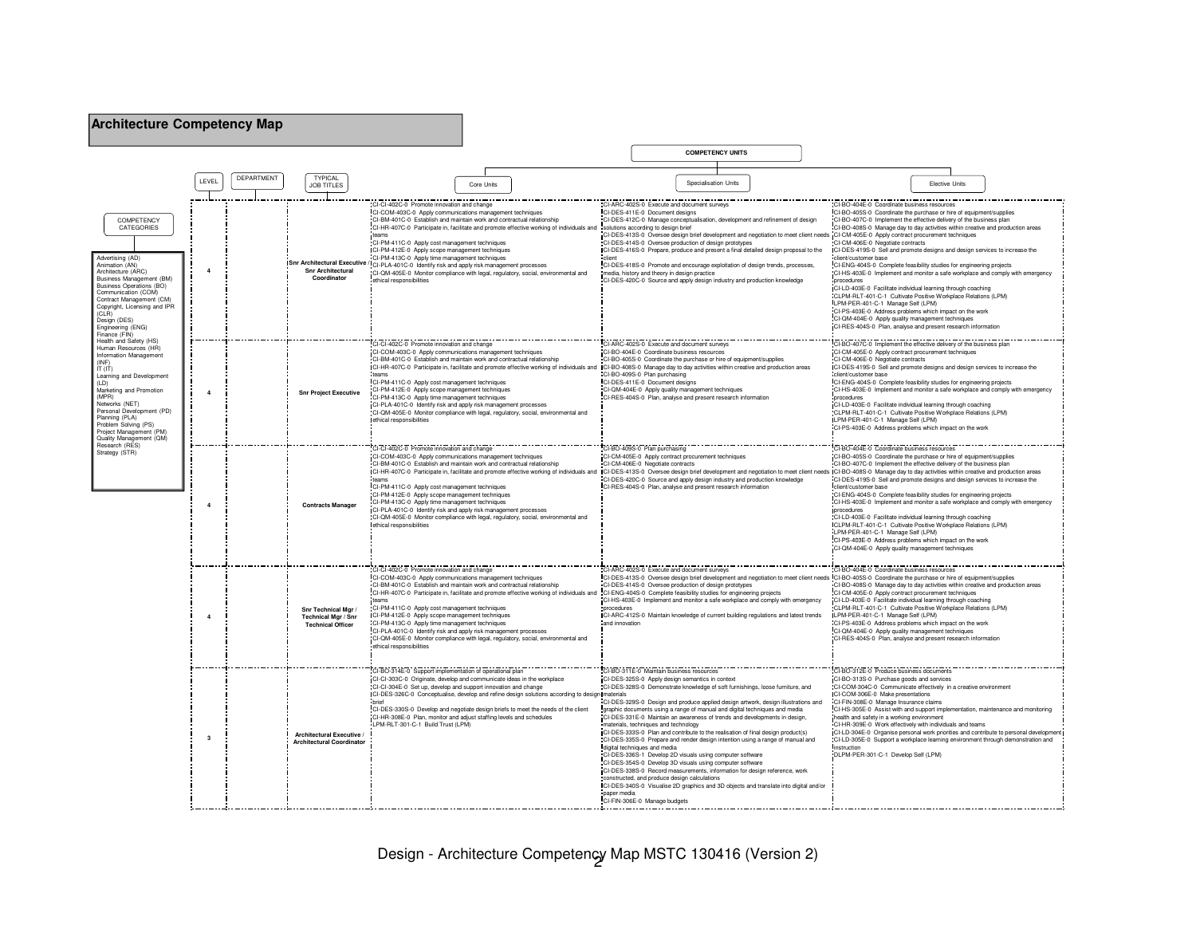# Architecture Competency Map

**COMPETENCY CATEGORIES**

Advertising (AD)
Animation (AN)
Architecture (ARC)
Business Management (BM)
Business Operations (BO)
Communication (COM)
Contract Management (CM)
Copyright, Licensing and IPR (CLR)
Design (DES)
Engineering (ENG)
Finance (FIN)
Health and Safety (HS)
Human Resources (HR)
Information Management (INF)
IT (IT)
Learning and Development (LD)
Marketing and Promotion (MPR)
Networks (NET)
Personal Development (PD)
Planning (PLA)
Problem Solving (PS)
Project Management (PM)
Quality Management (QM)
Research (RES)
Strategy (STR)

| LEVEL | DEPARTMENT | TYPICAL JOB TITLES | COMPETENCY UNITS: Core Units | COMPETENCY UNITS: Specialisation Units | COMPETENCY UNITS: Elective Units |
|---|---|---|---|---|---|
| 4 | | **Snr Architectural Executive / Snr Architectural Coordinator** | CI-CI-402C-0 Promote innovation and change<br>CI-COM-403C-0 Apply communications management techniques<br>CI-BM-401C-0 Establish and maintain work and contractual relationship<br>CI-HR-407C-0 Participate in, facilitate and promote effective working of individuals and teams<br>CI-PM-411C-0 Apply cost management techniques<br>CI-PM-412E-0 Apply scope management techniques<br>CI-PM-413C-0 Apply time management techniques<br>CI-PLA-401C-0 Identify risk and apply risk management processes<br>CI-QM-405E-0 Monitor compliance with legal, regulatory, social, environmental and ethical responsibilities | CI-ARC-402S-0 Execute and document surveys<br>CI-DES-411E-0 Document designs<br>CI-DES-412C-0 Manage conceptualisation, development and refinement of design solutions according to design brief<br>CI-DES-413S-0 Oversee design brief development and negotiation to meet client needs<br>CI-DES-414S-0 Oversee production of design prototypes<br>CI-DES-416S-0 Prepare, produce and present a final detailed design proposal to the client<br>CI-DES-418S-0 Promote and encourage exploitation of design trends, processes, media, history and theory in design practice<br>CI-DES-420C-0 Source and apply design industry and production knowledge | CI-BO-404E-0 Coordinate business resources<br>CI-BO-405S-0 Coordinate the purchase or hire of equipment/supplies<br>CI-BO-407C-0 Implement the effective delivery of the business plan<br>CI-BO-408S-0 Manage day to day activities within creative and production areas<br>CI-CM-405E-0 Apply contract procurement techniques<br>CI-CM-406E-0 Negotiate contracts<br>CI-DES-419S-0 Sell and promote designs and design services to increase the client/customer base<br>CI-ENG-404S-0 Complete feasibility studies for engineering projects<br>CI-HS-403E-0 Implement and monitor a safe workplace and comply with emergency procedures<br>CI-LD-403E-0 Facilitate individual learning through coaching<br>CLPM-RLT-401-C-1 Cultivate Positive Workplace Relations (LPM)<br>LPM-PER-401-C-1 Manage Self (LPM)<br>CI-PS-403E-0 Address problems which impact on the work<br>CI-QM-404E-0 Apply quality management techniques<br>CI-RES-404S-0 Plan, analyse and present research information |
| 4 | | **Snr Project Executive** | CI-CI-402C-0 Promote innovation and change<br>CI-COM-403C-0 Apply communications management techniques<br>CI-BM-401C-0 Establish and maintain work and contractual relationship<br>CI-HR-407C-0 Participate in, facilitate and promote effective working of individuals and teams<br>CI-PM-411C-0 Apply cost management techniques<br>CI-PM-412E-0 Apply scope management techniques<br>CI-PM-413C-0 Apply time management techniques<br>CI-PLA-401C-0 Identify risk and apply risk management processes<br>CI-QM-405E-0 Monitor compliance with legal, regulatory, social, environmental and ethical responsibilities | CI-ARC-402S-0 Execute and document surveys<br>CI-BO-404E-0 Coordinate business resources<br>CI-BO-405S-0 Coordinate the purchase or hire of equipment/supplies<br>CI-BO-408S-0 Manage day to day activities within creative and production areas<br>CI-BO-409S-0 Plan purchasing<br>CI-DES-411E-0 Document designs<br>CI-QM-404E-0 Apply quality management techniques<br>CI-RES-404S-0 Plan, analyse and present research information | CI-BO-407C-0 Implement the effective delivery of the business plan<br>CI-CM-405E-0 Apply contract procurement techniques<br>CI-CM-406E-0 Negotiate contracts<br>CI-DES-419S-0 Sell and promote designs and design services to increase the client/customer base<br>CI-ENG-404S-0 Complete feasibility studies for engineering projects<br>CI-HS-403E-0 Implement and monitor a safe workplace and comply with emergency procedures<br>CI-LD-403E-0 Facilitate individual learning through coaching<br>CLPM-RLT-401-C-1 Cultivate Positive Workplace Relations (LPM)<br>LPM-PER-401-C-1 Manage Self (LPM)<br>CI-PS-403E-0 Address problems which impact on the work |
| 4 | | **Contracts Manager** | CI-CI-402C-0 Promote innovation and change<br>CI-COM-403C-0 Apply communications management techniques<br>CI-BM-401C-0 Establish and maintain work and contractual relationship<br>CI-HR-407C-0 Participate in, facilitate and promote effective working of individuals and teams<br>CI-PM-411C-0 Apply cost management techniques<br>CI-PM-412E-0 Apply scope management techniques<br>CI-PM-413C-0 Apply time management techniques<br>CI-PLA-401C-0 Identify risk and apply risk management processes<br>CI-QM-405E-0 Monitor compliance with legal, regulatory, social, environmental and ethical responsibilities | CI-BO-409S-0 Plan purchasing<br>CI-CM-405E-0 Apply contract procurement techniques<br>CI-CM-406E-0 Negotiate contracts<br>CI-DES-413S-0 Oversee design brief development and negotiation to meet client needs<br>CI-DES-420C-0 Source and apply design industry and production knowledge<br>CI-RES-404S-0 Plan, analyse and present research information | CI-BO-404E-0 Coordinate business resources<br>CI-BO-405S-0 Coordinate the purchase or hire of equipment/supplies<br>CI-BO-407C-0 Implement the effective delivery of the business plan<br>CI-BO-408S-0 Manage day to day activities within creative and production areas<br>CI-DES-419S-0 Sell and promote designs and design services to increase the client/customer base<br>CI-ENG-404S-0 Complete feasibility studies for engineering projects<br>CI-HS-403E-0 Implement and monitor a safe workplace and comply with emergency procedures<br>CI-LD-403E-0 Facilitate individual learning through coaching<br>CLPM-RLT-401-C-1 Cultivate Positive Workplace Relations (LPM)<br>LPM-PER-401-C-1 Manage Self (LPM)<br>CI-PS-403E-0 Address problems which impact on the work<br>CI-QM-404E-0 Apply quality management techniques |
| 4 | | **Snr Technical Mgr / Technical Mgr / Snr Technical Officer** | CI-CI-402C-0 Promote innovation and change<br>CI-COM-403C-0 Apply communications management techniques<br>CI-BM-401C-0 Establish and maintain work and contractual relationship<br>CI-HR-407C-0 Participate in, facilitate and promote effective working of individuals and teams<br>CI-PM-411C-0 Apply cost management techniques<br>CI-PM-412E-0 Apply scope management techniques<br>CI-PM-413C-0 Apply time management techniques<br>CI-PLA-401C-0 Identify risk and apply risk management processes<br>CI-QM-405E-0 Monitor compliance with legal, regulatory, social, environmental and ethical responsibilities | CI-ARC-402S-0 Execute and document surveys<br>CI-DES-413S-0 Oversee design brief development and negotiation to meet client needs<br>CI-DES-414S-0 Oversee production of design prototypes<br>CI-ENG-404S-0 Complete feasibility studies for engineering projects<br>CI-HS-403E-0 Implement and monitor a safe workplace and comply with emergency procedures<br>CI-ARC-412S-0 Maintain knowledge of current building regulations and latest trends and innovation | CI-BO-404E-0 Coordinate business resources<br>CI-BO-405S-0 Coordinate the purchase or hire of equipment/supplies<br>CI-BO-408S-0 Manage day to day activities within creative and production areas<br>CI-CM-405E-0 Apply contract procurement techniques<br>CI-LD-403E-0 Facilitate individual learning through coaching<br>CLPM-RLT-401-C-1 Cultivate Positive Workplace Relations (LPM)<br>LPM-PER-401-C-1 Manage Self (LPM)<br>CI-PS-403E-0 Address problems which impact on the work<br>CI-QM-404E-0 Apply quality management techniques<br>CI-RES-404S-0 Plan, analyse and present research information |
| 3 | | **Architectural Executive / Architectural Coordinator** | CI-BO-314E-0 Support implementation of operational plan<br>CI-CI-303C-0 Originate, develop and communicate ideas in the workplace<br>CI-CI-304E-0 Set up, develop and support innovation and change<br>CI-DES-326C-0 Conceptualise, develop and refine design solutions according to design brief<br>CI-DES-330S-0 Develop and negotiate design briefs to meet the needs of the client<br>CI-HR-308E-0 Plan, monitor and adjust staffing levels and schedules<br>LPM-RLT-301-C-1 Build Trust (LPM) | CI-BO-311E-0 Maintain business resources<br>CI-DES-325S-0 Apply design semantics in context<br>CI-DES-328S-0 Demonstrate knowledge of soft furnishings, loose furniture, and materials<br>CI-DES-329S-0 Design and produce applied design artwork, design illustrations and graphic documents using a range of manual and digital techniques and media<br>CI-DES-331E-0 Maintain an awareness of trends and developments in design, materials, techniques and technology<br>CI-DES-333S-0 Plan and contribute to the realisation of final design product(s)<br>CI-DES-335S-0 Prepare and render design intention using a range of manual and digital techniques and media<br>CI-DES-336S-1 Develop 2D visuals using computer software<br>CI-DES-354S-0 Develop 3D visuals using computer software<br>CI-DES-338S-0 Record measurements, information for design reference, work constructed, and produce design calculations<br>CI-DES-340S-0 Visualise 2D graphics and 3D objects and translate into digital and/or paper media<br>CI-FIN-306E-0 Manage budgets | CI-BO-312E-0 Produce business documents<br>CI-BO-313S-0 Purchase goods and services<br>CI-COM-304C-0 Communicate effectively in a creative environment<br>CI-COM-306E-0 Make presentations<br>CI-FIN-308E-0 Manage Insurance claims<br>CI-HS-305E-0 Assist with and support implementation, maintenance and monitoring health and safety in a working environment<br>CI-HR-309E-0 Work effectively with individuals and teams<br>CI-LD-304E-0 Organise personal work priorities and contribute to personal development<br>CI-LD-305E-0 Support a workplace learning environment through demonstration and instruction<br>DLPM-PER-301-C-1 Develop Self (LPM) |

Design - Architecture Competency Map MSTC 130416 (Version 2)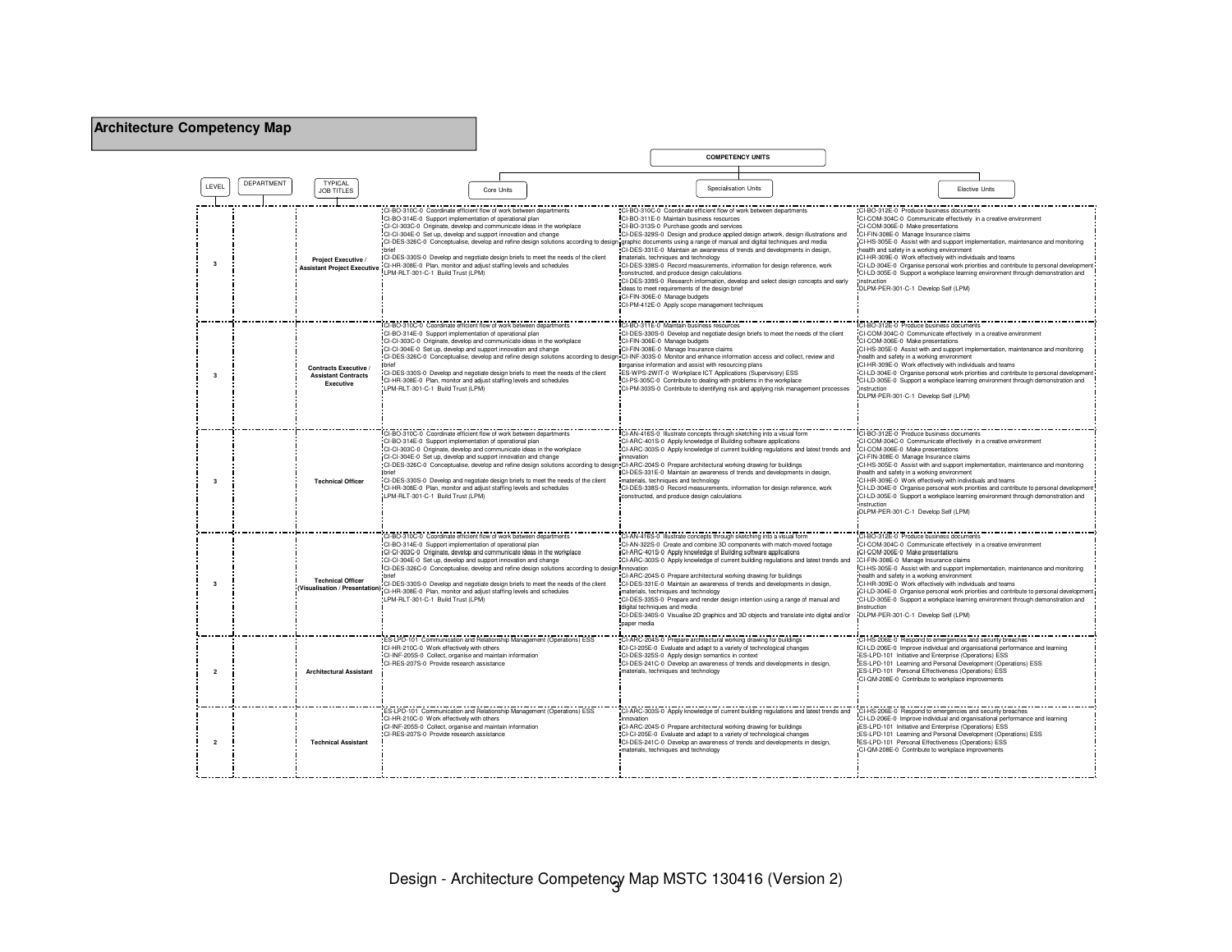# Architecture Competency Map

| LEVEL | DEPARTMENT | TYPICAL JOB TITLES | Core Units | Specialisation Units | Elective Units |
|---|---|---|---|---|---|
| 3 | | Project Executive / Assistant Project Executive | CI-BO-310C-0 Coordinate efficient flow of work between departments<br>CI-BO-314E-0 Support implementation of operational plan<br>CI-CI-303C-0 Originate, develop and communicate ideas in the workplace<br>CI-CI-304E-0 Set up, develop and support innovation and change<br>CI-DES-326C-0 Conceptualise, develop and refine design solutions according to design brief<br>CI-DES-330S-0 Develop and negotiate design briefs to meet the needs of the client<br>CI-HR-308E-0 Plan, monitor and adjust staffing levels and schedules<br>LPM-RLT-301-C-1 Build Trust (LPM) | CI-BO-310C-0 Coordinate efficient flow of work between departments<br>CI-BO-311E-0 Maintain business resources<br>CI-BO-313S-0 Purchase goods and services<br>CI-DES-329S-0 Design and produce applied design artwork, design illustrations and graphic documents using a range of manual and digital techniques and media<br>CI-DES-331E-0 Maintain an awareness of trends and developments in design, materials, techniques and technology<br>CI-DES-338S-0 Record measurements, information for design reference, work constructed, and produce design calculations<br>CI-DES-339S-0 Research information, develop and select design concepts and early ideas to meet requirements of the design brief<br>CI-FIN-306E-0 Manage budgets<br>CI-PM-412E-0 Apply scope management techniques | CI-BO-312E-0 Produce business documents<br>CI-COM-304C-0 Communicate effectively in a creative environment<br>CI-COM-306E-0 Make presentations<br>CI-FIN-308E-0 Manage Insurance claims<br>CI-HS-305E-0 Assist with and support implementation, maintenance and monitoring health and safety in a working environment<br>CI-HR-309E-0 Work effectively with individuals and teams<br>CI-LD-304E-0 Organise personal work priorities and contribute to personal development<br>CI-LD-305E-0 Support a workplace learning environment through demonstration and instruction<br>DLPM-PER-301-C-1 Develop Self (LPM) |
| 3 | | Contracts Executive / Assistant Contracts Executive | CI-BO-310C-0 Coordinate efficient flow of work between departments<br>CI-BO-314E-0 Support implementation of operational plan<br>CI-CI-303C-0 Originate, develop and communicate ideas in the workplace<br>CI-CI-304E-0 Set up, develop and support innovation and change<br>CI-DES-326C-0 Conceptualise, develop and refine design solutions according to design brief<br>CI-DES-330S-0 Develop and negotiate design briefs to meet the needs of the client<br>CI-HR-308E-0 Plan, monitor and adjust staffing levels and schedules<br>LPM-RLT-301-C-1 Build Trust (LPM) | CI-BO-311E-0 Maintain business resources<br>CI-DES-330S-0 Develop and negotiate design briefs to meet the needs of the client<br>CI-FIN-306E-0 Manage budgets<br>CI-FIN-308E-0 Manage Insurance claims<br>CI-INF-303S-0 Monitor and enhance information access and collect, review and organise information and assist with resourcing plans<br>ES-WPS-2WIT-0 Workplace ICT Applications (Supervisory) ESS<br>CI-PS-305C-0 Contribute to dealing with problems in the workplace<br>CI-PM-303S-0 Contribute to identifying risk and applying risk management processes | CI-BO-312E-0 Produce business documents<br>CI-COM-304C-0 Communicate effectively in a creative environment<br>CI-COM-306E-0 Make presentations<br>CI-HS-305E-0 Assist with and support implementation, maintenance and monitoring health and safety in a working environment<br>CI-HR-309E-0 Work effectively with individuals and teams<br>CI-LD-304E-0 Organise personal work priorities and contribute to personal development<br>CI-LD-305E-0 Support a workplace learning environment through demonstration and instruction<br>DLPM-PER-301-C-1 Develop Self (LPM) |
| 3 | | Technical Officer | CI-BO-310C-0 Coordinate efficient flow of work between departments<br>CI-BO-314E-0 Support implementation of operational plan<br>CI-CI-303C-0 Originate, develop and communicate ideas in the workplace<br>CI-CI-304E-0 Set up, develop and support innovation and change<br>CI-DES-326C-0 Conceptualise, develop and refine design solutions according to design brief<br>CI-DES-330S-0 Develop and negotiate design briefs to meet the needs of the client<br>CI-HR-308E-0 Plan, monitor and adjust staffing levels and schedules<br>LPM-RLT-301-C-1 Build Trust (LPM) | CI-AN-416S-0 Illustrate concepts through sketching into a visual form<br>CI-ARC-401S-0 Apply knowledge of Building software applications<br>CI-ARC-303S-0 Apply knowledge of current building regulations and latest trends and innovation<br>CI-ARC-204S-0 Prepare architectural working drawing for buildings<br>CI-DES-331E-0 Maintain an awareness of trends and developments in design, materials, techniques and technology<br>CI-DES-338S-0 Record measurements, information for design reference, work constructed, and produce design calculations | CI-BO-312E-0 Produce business documents<br>CI-COM-304C-0 Communicate effectively in a creative environment<br>CI-COM-306E-0 Make presentations<br>CI-FIN-308E-0 Manage Insurance claims<br>CI-HS-305E-0 Assist with and support implementation, maintenance and monitoring health and safety in a working environment<br>CI-HR-309E-0 Work effectively with individuals and teams<br>CI-LD-304E-0 Organise personal work priorities and contribute to personal development<br>CI-LD-305E-0 Support a workplace learning environment through demonstration and instruction<br>DLPM-PER-301-C-1 Develop Self (LPM) |
| 3 | | Technical Officer (Visualisation / Presentation) | CI-BO-310C-0 Coordinate efficient flow of work between departments<br>CI-BO-314E-0 Support implementation of operational plan<br>CI-CI-303C-0 Originate, develop and communicate ideas in the workplace<br>CI-CI-304E-0 Set up, develop and support innovation and change<br>CI-DES-326C-0 Conceptualise, develop and refine design solutions according to design brief<br>CI-DES-330S-0 Develop and negotiate design briefs to meet the needs of the client<br>CI-HR-308E-0 Plan, monitor and adjust staffing levels and schedules<br>LPM-RLT-301-C-1 Build Trust (LPM) | CI-AN-416S-0 Illustrate concepts through sketching into a visual form<br>CI-AN-322S-0 Create and combine 3D components with match-moved footage<br>CI-ARC-401S-0 Apply knowledge of Building software applications<br>CI-ARC-303S-0 Apply knowledge of current building regulations and latest trends and innovation<br>CI-ARC-204S-0 Prepare architectural working drawing for buildings<br>CI-DES-331E-0 Maintain an awareness of trends and developments in design, materials, techniques and technology<br>CI-DES-335S-0 Prepare and render design intention using a range of manual and digital techniques and media<br>CI-DES-340S-0 Visualise 2D graphics and 3D objects and translate into digital and/or paper media | CI-BO-312E-0 Produce business documents<br>CI-COM-304C-0 Communicate effectively in a creative environment<br>CI-COM-306E-0 Make presentations<br>CI-FIN-308E-0 Manage Insurance claims<br>CI-HS-305E-0 Assist with and support implementation, maintenance and monitoring health and safety in a working environment<br>CI-HR-309E-0 Work effectively with individuals and teams<br>CI-LD-304E-0 Organise personal work priorities and contribute to personal development<br>CI-LD-305E-0 Support a workplace learning environment through demonstration and instruction<br>DLPM-PER-301-C-1 Develop Self (LPM) |
| 2 | | Architectural Assistant | ES-LPD-101 Communication and Relationship Management (Operations) ESS<br>CI-HR-210C-0 Work effectively with others<br>CI-INF-205S-0 Collect, organise and maintain information<br>CI-RES-207S-0 Provide research assistance | CI-ARC-204S-0 Prepare architectural working drawing for buildings<br>CI-CI-205E-0 Evaluate and adapt to a variety of technological changes<br>CI-DES-325S-0 Apply design semantics in context<br>CI-DES-241C-0 Develop an awareness of trends and developments in design, materials, techniques and technology | CI-HS-206E-0 Respond to emergencies and security breaches<br>CI-LD-206E-0 Improve individual and organisational performance and learning<br>ES-LPD-101 Initiative and Enterprise (Operations) ESS<br>ES-LPD-101 Learning and Personal Development (Operations) ESS<br>ES-LPD-101 Personal Effectiveness (Operations) ESS<br>CI-QM-208E-0 Contribute to workplace improvements |
| 2 | | Technical Assistant | ES-LPD-101 Communication and Relationship Management (Operations) ESS<br>CI-HR-210C-0 Work effectively with others<br>CI-INF-205S-0 Collect, organise and maintain information<br>CI-RES-207S-0 Provide research assistance | CI-ARC-303S-0 Apply knowledge of current building regulations and latest trends and innovation<br>CI-ARC-204S-0 Prepare architectural working drawing for buildings<br>CI-CI-205E-0 Evaluate and adapt to a variety of technological changes<br>CI-DES-241C-0 Develop an awareness of trends and developments in design, materials, techniques and technology | CI-HS-206E-0 Respond to emergencies and security breaches<br>CI-LD-206E-0 Improve individual and organisational performance and learning<br>ES-LPD-101 Initiative and Enterprise (Operations) ESS<br>ES-LPD-101 Learning and Personal Development (Operations) ESS<br>ES-LPD-101 Personal Effectiveness (Operations) ESS<br>CI-QM-208E-0 Contribute to workplace improvements |

Design - Architecture Competency Map MSTC 130416 (Version 2)